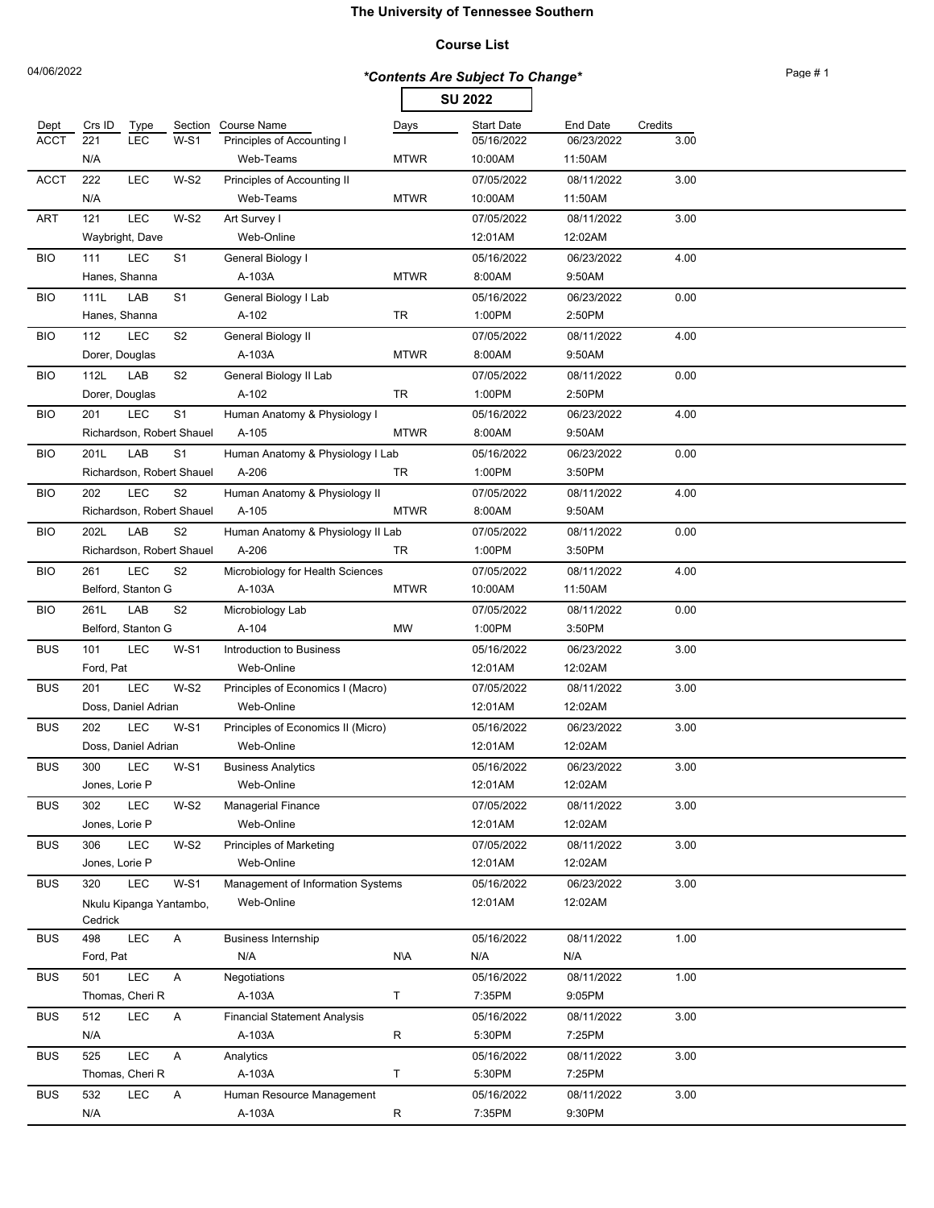# The University of Tennessee Southern

## Course List

04/06/2022

***Contents Are Subject To Change***

**SU 2022**

| Dept | Crs ID | Type | Section | Course Name | Days | Start Date | End Date | Credits |
|---|---|---|---|---|---|---|---|---|
| ACCT | 221 | LEC | W-S1 | Principles of Accounting I | | 05/16/2022 | 06/23/2022 | 3.00 |
| | N/A | | | Web-Teams | MTWR | 10:00AM | 11:50AM | |
| ACCT | 222 | LEC | W-S2 | Principles of Accounting II | | 07/05/2022 | 08/11/2022 | 3.00 |
| | N/A | | | Web-Teams | MTWR | 10:00AM | 11:50AM | |
| ART | 121 | LEC | W-S2 | Art Survey I | | 07/05/2022 | 08/11/2022 | 3.00 |
| | Waybright, Dave | | | Web-Online | | 12:01AM | 12:02AM | |
| BIO | 111 | LEC | S1 | General Biology I | | 05/16/2022 | 06/23/2022 | 4.00 |
| | Hanes, Shanna | | | A-103A | MTWR | 8:00AM | 9:50AM | |
| BIO | 111L | LAB | S1 | General Biology I Lab | | 05/16/2022 | 06/23/2022 | 0.00 |
| | Hanes, Shanna | | | A-102 | TR | 1:00PM | 2:50PM | |
| BIO | 112 | LEC | S2 | General Biology II | | 07/05/2022 | 08/11/2022 | 4.00 |
| | Dorer, Douglas | | | A-103A | MTWR | 8:00AM | 9:50AM | |
| BIO | 112L | LAB | S2 | General Biology II Lab | | 07/05/2022 | 08/11/2022 | 0.00 |
| | Dorer, Douglas | | | A-102 | TR | 1:00PM | 2:50PM | |
| BIO | 201 | LEC | S1 | Human Anatomy & Physiology I | | 05/16/2022 | 06/23/2022 | 4.00 |
| | Richardson, Robert Shauel | | | A-105 | MTWR | 8:00AM | 9:50AM | |
| BIO | 201L | LAB | S1 | Human Anatomy & Physiology I Lab | | 05/16/2022 | 06/23/2022 | 0.00 |
| | Richardson, Robert Shauel | | | A-206 | TR | 1:00PM | 3:50PM | |
| BIO | 202 | LEC | S2 | Human Anatomy & Physiology II | | 07/05/2022 | 08/11/2022 | 4.00 |
| | Richardson, Robert Shauel | | | A-105 | MTWR | 8:00AM | 9:50AM | |
| BIO | 202L | LAB | S2 | Human Anatomy & Physiology II Lab | | 07/05/2022 | 08/11/2022 | 0.00 |
| | Richardson, Robert Shauel | | | A-206 | TR | 1:00PM | 3:50PM | |
| BIO | 261 | LEC | S2 | Microbiology for Health Sciences | | 07/05/2022 | 08/11/2022 | 4.00 |
| | Belford, Stanton G | | | A-103A | MTWR | 10:00AM | 11:50AM | |
| BIO | 261L | LAB | S2 | Microbiology Lab | | 07/05/2022 | 08/11/2022 | 0.00 |
| | Belford, Stanton G | | | A-104 | MW | 1:00PM | 3:50PM | |
| BUS | 101 | LEC | W-S1 | Introduction to Business | | 05/16/2022 | 06/23/2022 | 3.00 |
| | Ford, Pat | | | Web-Online | | 12:01AM | 12:02AM | |
| BUS | 201 | LEC | W-S2 | Principles of Economics I (Macro) | | 07/05/2022 | 08/11/2022 | 3.00 |
| | Doss, Daniel Adrian | | | Web-Online | | 12:01AM | 12:02AM | |
| BUS | 202 | LEC | W-S1 | Principles of Economics II (Micro) | | 05/16/2022 | 06/23/2022 | 3.00 |
| | Doss, Daniel Adrian | | | Web-Online | | 12:01AM | 12:02AM | |
| BUS | 300 | LEC | W-S1 | Business Analytics | | 05/16/2022 | 06/23/2022 | 3.00 |
| | Jones, Lorie P | | | Web-Online | | 12:01AM | 12:02AM | |
| BUS | 302 | LEC | W-S2 | Managerial Finance | | 07/05/2022 | 08/11/2022 | 3.00 |
| | Jones, Lorie P | | | Web-Online | | 12:01AM | 12:02AM | |
| BUS | 306 | LEC | W-S2 | Principles of Marketing | | 07/05/2022 | 08/11/2022 | 3.00 |
| | Jones, Lorie P | | | Web-Online | | 12:01AM | 12:02AM | |
| BUS | 320 | LEC | W-S1 | Management of Information Systems | | 05/16/2022 | 06/23/2022 | 3.00 |
| | Nkulu Kipanga Yantambo, Cedrick | | | Web-Online | | 12:01AM | 12:02AM | |
| BUS | 498 | LEC | A | Business Internship | | 05/16/2022 | 08/11/2022 | 1.00 |
| | Ford, Pat | | | N/A | N\A | N/A | N/A | |
| BUS | 501 | LEC | A | Negotiations | | 05/16/2022 | 08/11/2022 | 1.00 |
| | Thomas, Cheri R | | | A-103A | T | 7:35PM | 9:05PM | |
| BUS | 512 | LEC | A | Financial Statement Analysis | | 05/16/2022 | 08/11/2022 | 3.00 |
| | N/A | | | A-103A | R | 5:30PM | 7:25PM | |
| BUS | 525 | LEC | A | Analytics | | 05/16/2022 | 08/11/2022 | 3.00 |
| | Thomas, Cheri R | | | A-103A | T | 5:30PM | 7:25PM | |
| BUS | 532 | LEC | A | Human Resource Management | | 05/16/2022 | 08/11/2022 | 3.00 |
| | N/A | | | A-103A | R | 7:35PM | 9:30PM | |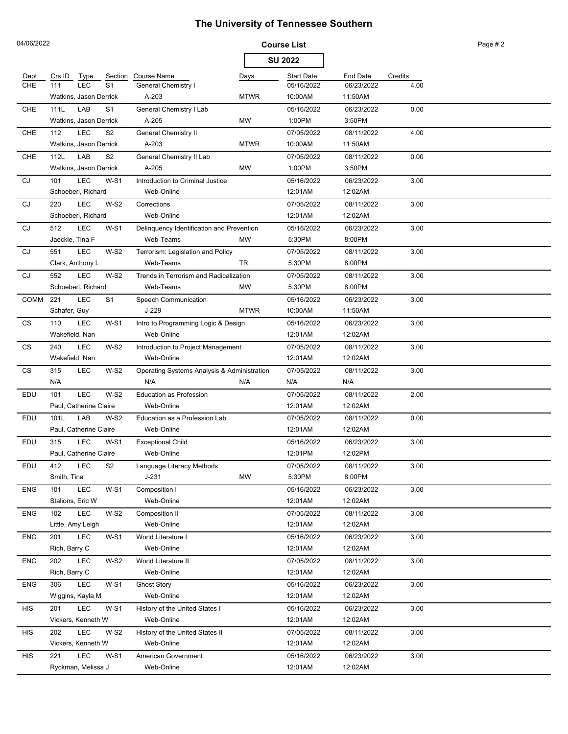# The University of Tennessee Southern

04/06/2022

**Course List**

**SU 2022**

| Dept | Crs ID | Type | Section | Course Name | Days | Start Date | End Date | Credits |
|---|---|---|---|---|---|---|---|---|
| CHE | 111 | LEC | S1 | General Chemistry I | | 05/16/2022 | 06/23/2022 | 4.00 |
| | Watkins, Jason Derrick | | | A-203 | MTWR | 10:00AM | 11:50AM | |
| CHE | 111L | LAB | S1 | General Chemistry I Lab | | 05/16/2022 | 06/23/2022 | 0.00 |
| | Watkins, Jason Derrick | | | A-205 | MW | 1:00PM | 3:50PM | |
| CHE | 112 | LEC | S2 | General Chemistry II | | 07/05/2022 | 08/11/2022 | 4.00 |
| | Watkins, Jason Derrick | | | A-203 | MTWR | 10:00AM | 11:50AM | |
| CHE | 112L | LAB | S2 | General Chemistry II Lab | | 07/05/2022 | 08/11/2022 | 0.00 |
| | Watkins, Jason Derrick | | | A-205 | MW | 1:00PM | 3:50PM | |
| CJ | 101 | LEC | W-S1 | Introduction to Criminal Justice | | 05/16/2022 | 06/23/2022 | 3.00 |
| | Schoeberl, Richard | | | Web-Online | | 12:01AM | 12:02AM | |
| CJ | 220 | LEC | W-S2 | Corrections | | 07/05/2022 | 08/11/2022 | 3.00 |
| | Schoeberl, Richard | | | Web-Online | | 12:01AM | 12:02AM | |
| CJ | 512 | LEC | W-S1 | Delinquency Identification and Prevention | | 05/16/2022 | 06/23/2022 | 3.00 |
| | Jaeckle, Tina F | | | Web-Teams | MW | 5:30PM | 8:00PM | |
| CJ | 551 | LEC | W-S2 | Terrorism: Legislation and Policy | | 07/05/2022 | 08/11/2022 | 3.00 |
| | Clark, Anthony L | | | Web-Teams | TR | 5:30PM | 8:00PM | |
| CJ | 552 | LEC | W-S2 | Trends in Terrorism and Radicalization | | 07/05/2022 | 08/11/2022 | 3.00 |
| | Schoeberl, Richard | | | Web-Teams | MW | 5:30PM | 8:00PM | |
| COMM | 221 | LEC | S1 | Speech Communication | | 05/16/2022 | 06/23/2022 | 3.00 |
| | Schafer, Guy | | | J-229 | MTWR | 10:00AM | 11:50AM | |
| CS | 110 | LEC | W-S1 | Intro to Programming Logic & Design | | 05/16/2022 | 06/23/2022 | 3.00 |
| | Wakefield, Nan | | | Web-Online | | 12:01AM | 12:02AM | |
| CS | 240 | LEC | W-S2 | Introduction to Project Management | | 07/05/2022 | 08/11/2022 | 3.00 |
| | Wakefield, Nan | | | Web-Online | | 12:01AM | 12:02AM | |
| CS | 315 | LEC | W-S2 | Operating Systems Analysis & Administration | | 07/05/2022 | 08/11/2022 | 3.00 |
| | N/A | | | N/A | N/A | N/A | N/A | |
| EDU | 101 | LEC | W-S2 | Education as Profession | | 07/05/2022 | 08/11/2022 | 2.00 |
| | Paul, Catherine Claire | | | Web-Online | | 12:01AM | 12:02AM | |
| EDU | 101L | LAB | W-S2 | Education as a Profession Lab | | 07/05/2022 | 08/11/2022 | 0.00 |
| | Paul, Catherine Claire | | | Web-Online | | 12:01AM | 12:02AM | |
| EDU | 315 | LEC | W-S1 | Exceptional Child | | 05/16/2022 | 06/23/2022 | 3.00 |
| | Paul, Catherine Claire | | | Web-Online | | 12:01PM | 12:02PM | |
| EDU | 412 | LEC | S2 | Language Literacy Methods | | 07/05/2022 | 08/11/2022 | 3.00 |
| | Smith, Tina | | | J-231 | MW | 5:30PM | 8:00PM | |
| ENG | 101 | LEC | W-S1 | Composition I | | 05/16/2022 | 06/23/2022 | 3.00 |
| | Stalions, Eric W | | | Web-Online | | 12:01AM | 12:02AM | |
| ENG | 102 | LEC | W-S2 | Composition II | | 07/05/2022 | 08/11/2022 | 3.00 |
| | Little, Amy Leigh | | | Web-Online | | 12:01AM | 12:02AM | |
| ENG | 201 | LEC | W-S1 | World Literature I | | 05/16/2022 | 06/23/2022 | 3.00 |
| | Rich, Barry C | | | Web-Online | | 12:01AM | 12:02AM | |
| ENG | 202 | LEC | W-S2 | World Literature II | | 07/05/2022 | 08/11/2022 | 3.00 |
| | Rich, Barry C | | | Web-Online | | 12:01AM | 12:02AM | |
| ENG | 306 | LEC | W-S1 | Ghost Story | | 05/16/2022 | 06/23/2022 | 3.00 |
| | Wiggins, Kayla M | | | Web-Online | | 12:01AM | 12:02AM | |
| HIS | 201 | LEC | W-S1 | History of the United States I | | 05/16/2022 | 06/23/2022 | 3.00 |
| | Vickers, Kenneth W | | | Web-Online | | 12:01AM | 12:02AM | |
| HIS | 202 | LEC | W-S2 | History of the United States II | | 07/05/2022 | 08/11/2022 | 3.00 |
| | Vickers, Kenneth W | | | Web-Online | | 12:01AM | 12:02AM | |
| HIS | 221 | LEC | W-S1 | American Government | | 05/16/2022 | 06/23/2022 | 3.00 |
| | Ryckman, Melissa J | | | Web-Online | | 12:01AM | 12:02AM | |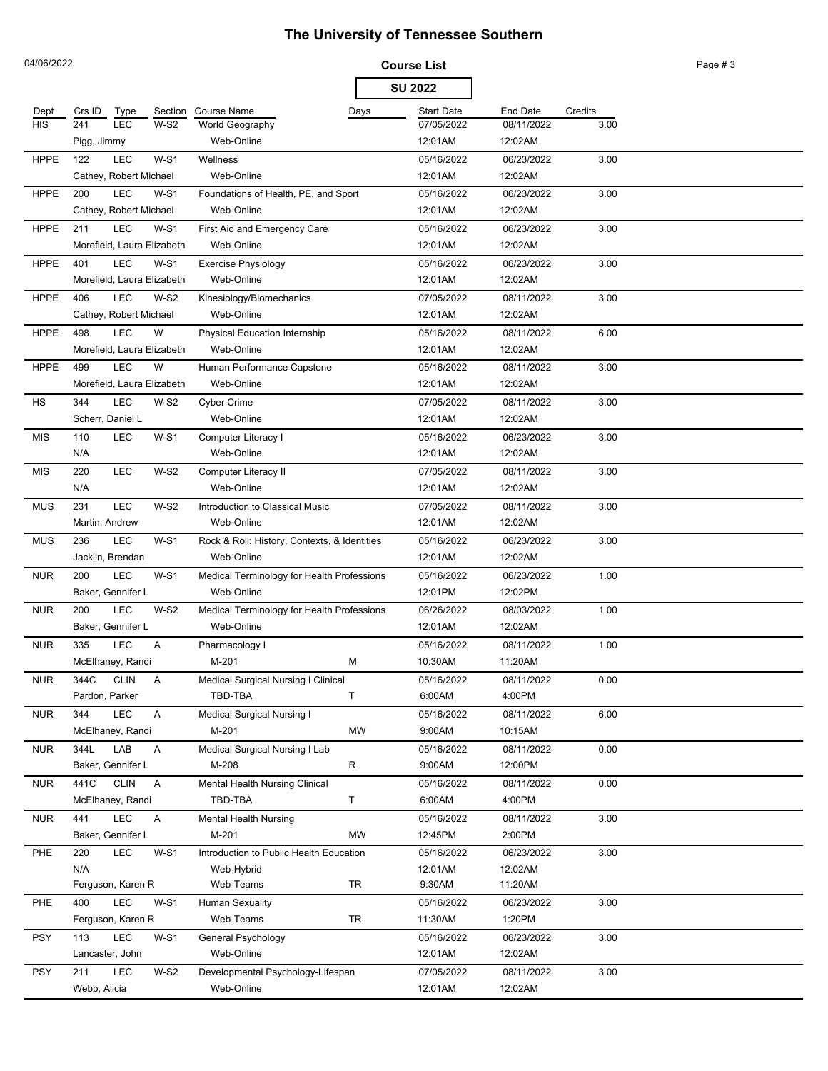# The University of Tennessee Southern

04/06/2022

**Course List**

**SU 2022**

| Dept | Crs ID | Type | Section | Course Name | Days | Start Date | End Date | Credits |
|---|---|---|---|---|---|---|---|---|
| HIS | 241 | LEC | W-S2 | World Geography | | 07/05/2022 | 08/11/2022 | 3.00 |
| | Pigg, Jimmy | | | Web-Online | | 12:01AM | 12:02AM | |
| HPPE | 122 | LEC | W-S1 | Wellness | | 05/16/2022 | 06/23/2022 | 3.00 |
| | Cathey, Robert Michael | | | Web-Online | | 12:01AM | 12:02AM | |
| HPPE | 200 | LEC | W-S1 | Foundations of Health, PE, and Sport | | 05/16/2022 | 06/23/2022 | 3.00 |
| | Cathey, Robert Michael | | | Web-Online | | 12:01AM | 12:02AM | |
| HPPE | 211 | LEC | W-S1 | First Aid and Emergency Care | | 05/16/2022 | 06/23/2022 | 3.00 |
| | Morefield, Laura Elizabeth | | | Web-Online | | 12:01AM | 12:02AM | |
| HPPE | 401 | LEC | W-S1 | Exercise Physiology | | 05/16/2022 | 06/23/2022 | 3.00 |
| | Morefield, Laura Elizabeth | | | Web-Online | | 12:01AM | 12:02AM | |
| HPPE | 406 | LEC | W-S2 | Kinesiology/Biomechanics | | 07/05/2022 | 08/11/2022 | 3.00 |
| | Cathey, Robert Michael | | | Web-Online | | 12:01AM | 12:02AM | |
| HPPE | 498 | LEC | W | Physical Education Internship | | 05/16/2022 | 08/11/2022 | 6.00 |
| | Morefield, Laura Elizabeth | | | Web-Online | | 12:01AM | 12:02AM | |
| HPPE | 499 | LEC | W | Human Performance Capstone | | 05/16/2022 | 08/11/2022 | 3.00 |
| | Morefield, Laura Elizabeth | | | Web-Online | | 12:01AM | 12:02AM | |
| HS | 344 | LEC | W-S2 | Cyber Crime | | 07/05/2022 | 08/11/2022 | 3.00 |
| | Scherr, Daniel L | | | Web-Online | | 12:01AM | 12:02AM | |
| MIS | 110 | LEC | W-S1 | Computer Literacy I | | 05/16/2022 | 06/23/2022 | 3.00 |
| | N/A | | | Web-Online | | 12:01AM | 12:02AM | |
| MIS | 220 | LEC | W-S2 | Computer Literacy II | | 07/05/2022 | 08/11/2022 | 3.00 |
| | N/A | | | Web-Online | | 12:01AM | 12:02AM | |
| MUS | 231 | LEC | W-S2 | Introduction to Classical Music | | 07/05/2022 | 08/11/2022 | 3.00 |
| | Martin, Andrew | | | Web-Online | | 12:01AM | 12:02AM | |
| MUS | 236 | LEC | W-S1 | Rock & Roll: History, Contexts, & Identities | | 05/16/2022 | 06/23/2022 | 3.00 |
| | Jacklin, Brendan | | | Web-Online | | 12:01AM | 12:02AM | |
| NUR | 200 | LEC | W-S1 | Medical Terminology for Health Professions | | 05/16/2022 | 06/23/2022 | 1.00 |
| | Baker, Gennifer L | | | Web-Online | | 12:01PM | 12:02PM | |
| NUR | 200 | LEC | W-S2 | Medical Terminology for Health Professions | | 06/26/2022 | 08/03/2022 | 1.00 |
| | Baker, Gennifer L | | | Web-Online | | 12:01AM | 12:02AM | |
| NUR | 335 | LEC | A | Pharmacology I | | 05/16/2022 | 08/11/2022 | 1.00 |
| | McElhaney, Randi | | | M-201 | M | 10:30AM | 11:20AM | |
| NUR | 344C | CLIN | A | Medical Surgical Nursing I Clinical | | 05/16/2022 | 08/11/2022 | 0.00 |
| | Pardon, Parker | | | TBD-TBA | T | 6:00AM | 4:00PM | |
| NUR | 344 | LEC | A | Medical Surgical Nursing I | | 05/16/2022 | 08/11/2022 | 6.00 |
| | McElhaney, Randi | | | M-201 | MW | 9:00AM | 10:15AM | |
| NUR | 344L | LAB | A | Medical Surgical Nursing I Lab | | 05/16/2022 | 08/11/2022 | 0.00 |
| | Baker, Gennifer L | | | M-208 | R | 9:00AM | 12:00PM | |
| NUR | 441C | CLIN | A | Mental Health Nursing Clinical | | 05/16/2022 | 08/11/2022 | 0.00 |
| | McElhaney, Randi | | | TBD-TBA | T | 6:00AM | 4:00PM | |
| NUR | 441 | LEC | A | Mental Health Nursing | | 05/16/2022 | 08/11/2022 | 3.00 |
| | Baker, Gennifer L | | | M-201 | MW | 12:45PM | 2:00PM | |
| PHE | 220 | LEC | W-S1 | Introduction to Public Health Education | | 05/16/2022 | 06/23/2022 | 3.00 |
| | N/A | | | Web-Hybrid | | 12:01AM | 12:02AM | |
| | Ferguson, Karen R | | | Web-Teams | TR | 9:30AM | 11:20AM | |
| PHE | 400 | LEC | W-S1 | Human Sexuality | | 05/16/2022 | 06/23/2022 | 3.00 |
| | Ferguson, Karen R | | | Web-Teams | TR | 11:30AM | 1:20PM | |
| PSY | 113 | LEC | W-S1 | General Psychology | | 05/16/2022 | 06/23/2022 | 3.00 |
| | Lancaster, John | | | Web-Online | | 12:01AM | 12:02AM | |
| PSY | 211 | LEC | W-S2 | Developmental Psychology-Lifespan | | 07/05/2022 | 08/11/2022 | 3.00 |
| | Webb, Alicia | | | Web-Online | | 12:01AM | 12:02AM | |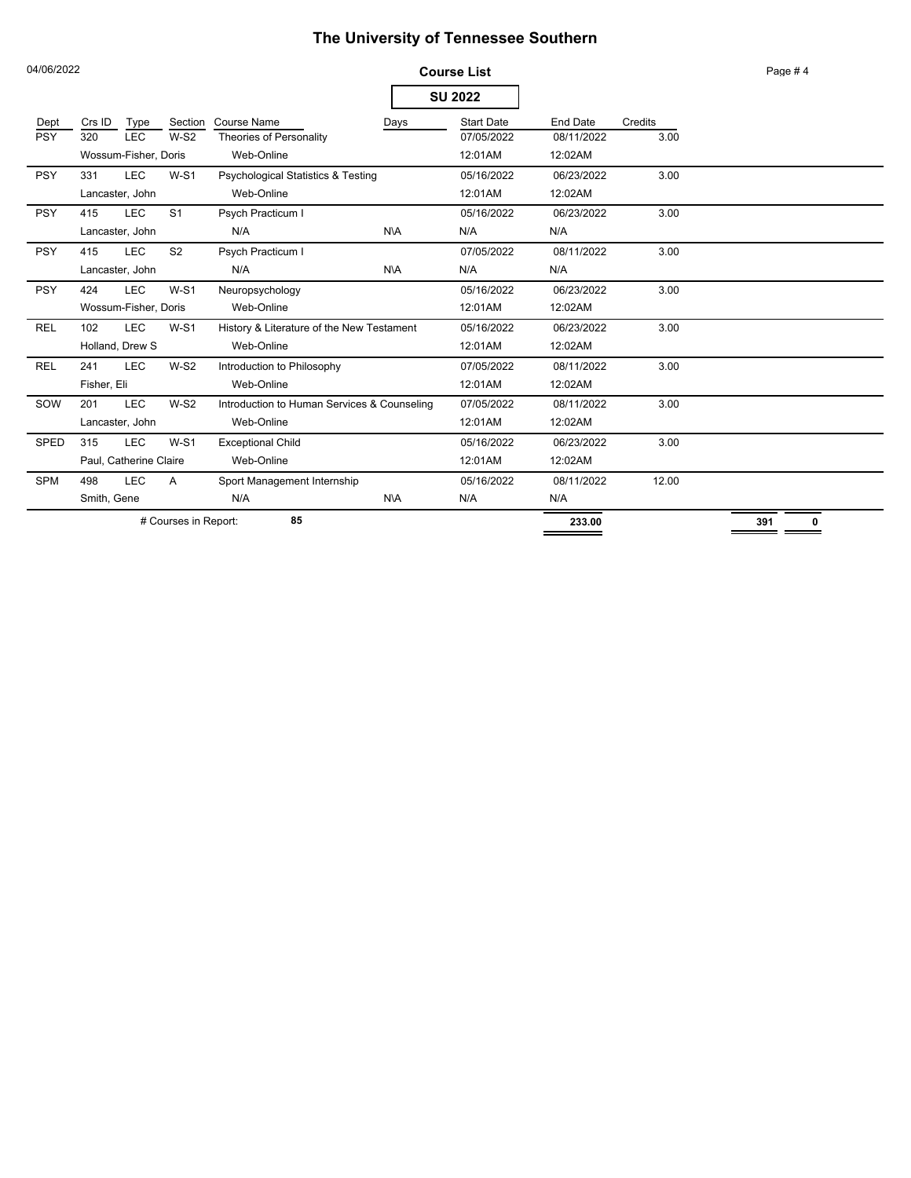# The University of Tennessee Southern

04/06/2022

**Course List**

**SU 2022**

| Dept | Crs ID | Type | Section | Course Name | Days | Start Date | End Date | Credits |
|---|---|---|---|---|---|---|---|---|
| PSY | 320 | LEC | W-S2 | Theories of Personality | | 07/05/2022 | 08/11/2022 | 3.00 |
| | Wossum-Fisher, Doris | | | Web-Online | | 12:01AM | 12:02AM | |
| PSY | 331 | LEC | W-S1 | Psychological Statistics & Testing | | 05/16/2022 | 06/23/2022 | 3.00 |
| | Lancaster, John | | | Web-Online | | 12:01AM | 12:02AM | |
| PSY | 415 | LEC | S1 | Psych Practicum I | | 05/16/2022 | 06/23/2022 | 3.00 |
| | Lancaster, John | | | N/A | N\A | N/A | N/A | |
| PSY | 415 | LEC | S2 | Psych Practicum I | | 07/05/2022 | 08/11/2022 | 3.00 |
| | Lancaster, John | | | N/A | N\A | N/A | N/A | |
| PSY | 424 | LEC | W-S1 | Neuropsychology | | 05/16/2022 | 06/23/2022 | 3.00 |
| | Wossum-Fisher, Doris | | | Web-Online | | 12:01AM | 12:02AM | |
| REL | 102 | LEC | W-S1 | History & Literature of the New Testament | | 05/16/2022 | 06/23/2022 | 3.00 |
| | Holland, Drew S | | | Web-Online | | 12:01AM | 12:02AM | |
| REL | 241 | LEC | W-S2 | Introduction to Philosophy | | 07/05/2022 | 08/11/2022 | 3.00 |
| | Fisher, Eli | | | Web-Online | | 12:01AM | 12:02AM | |
| SOW | 201 | LEC | W-S2 | Introduction to Human Services & Counseling | | 07/05/2022 | 08/11/2022 | 3.00 |
| | Lancaster, John | | | Web-Online | | 12:01AM | 12:02AM | |
| SPED | 315 | LEC | W-S1 | Exceptional Child | | 05/16/2022 | 06/23/2022 | 3.00 |
| | Paul, Catherine Claire | | | Web-Online | | 12:01AM | 12:02AM | |
| SPM | 498 | LEC | A | Sport Management Internship | | 05/16/2022 | 08/11/2022 | 12.00 |
| | Smith, Gene | | | N/A | N\A | N/A | N/A | |

# Courses in Report: **85**

**233.00**

**391** **0**